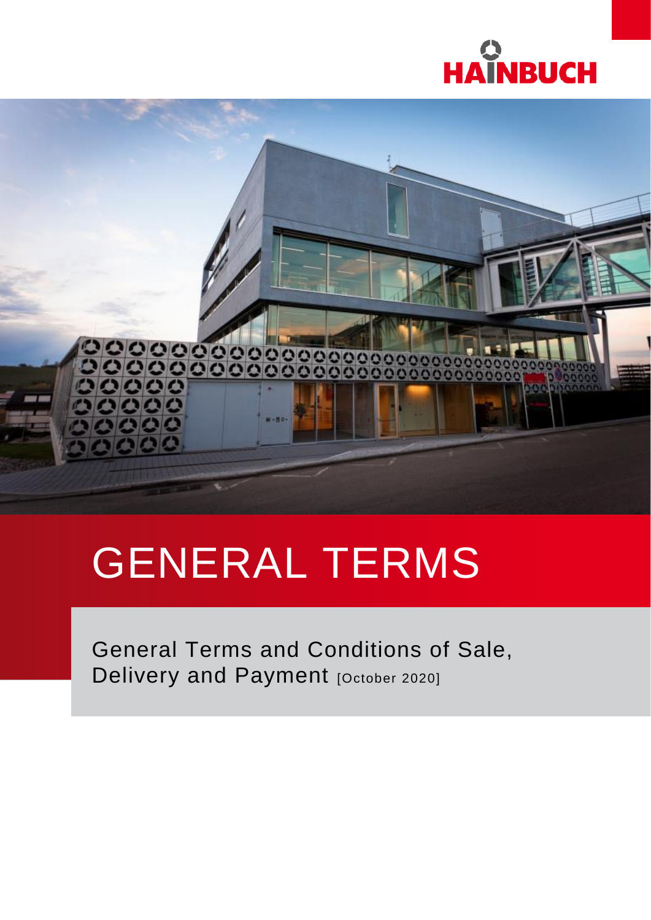HAINBUCH

# GENERAL TERMS

General Terms and Conditions of Sale, Delivery and Payment [October 2020]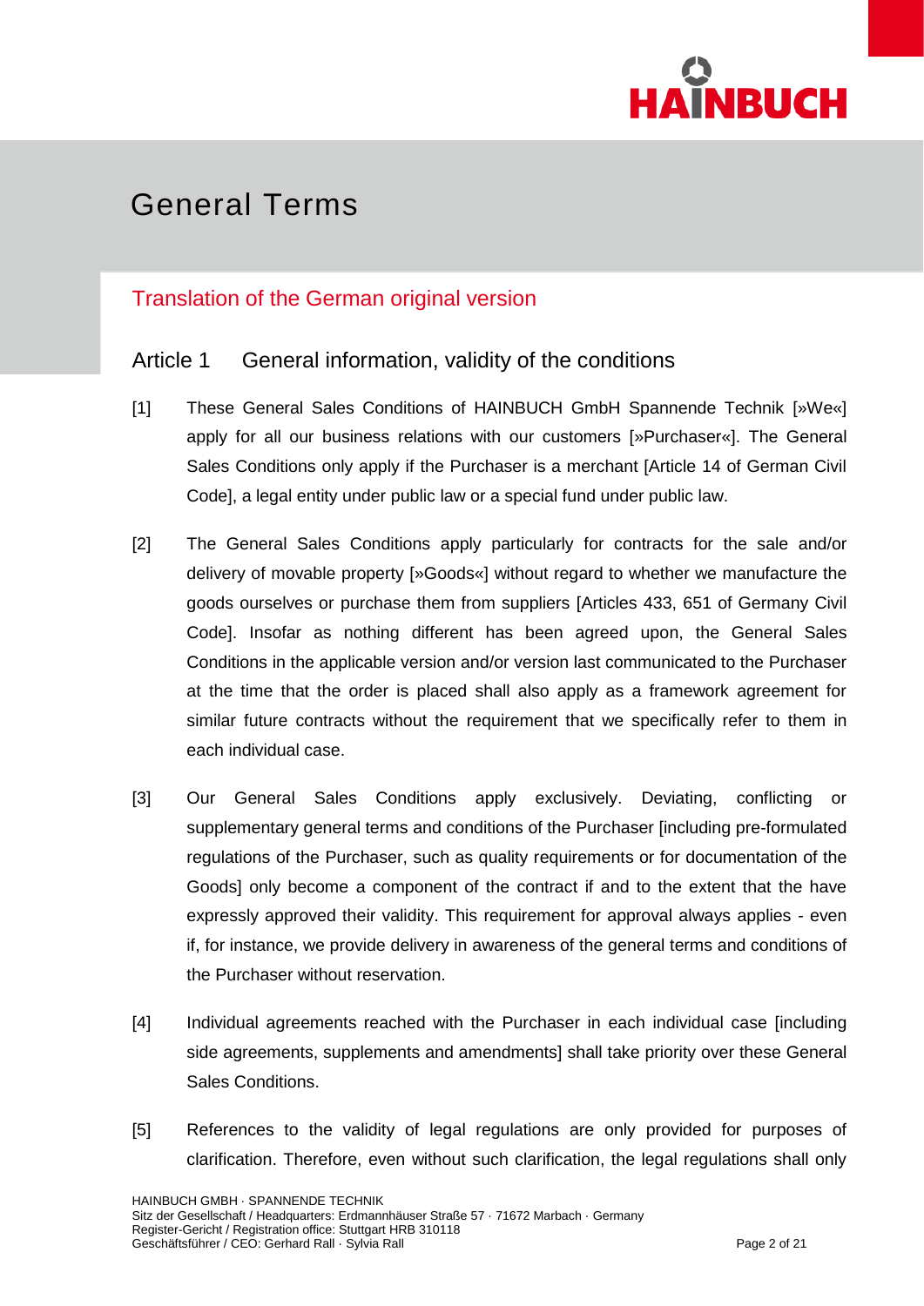# General Terms

## Translation of the German original version

### Article 1 General information, validity of the conditions

[1] These General Sales Conditions of HAINBUCH GmbH Spannende Technik [»We«] apply for all our business relations with our customers [»Purchaser«]. The General Sales Conditions only apply if the Purchaser is a merchant [Article 14 of German Civil Code], a legal entity under public law or a special fund under public law.

[2] The General Sales Conditions apply particularly for contracts for the sale and/or delivery of movable property [»Goods«] without regard to whether we manufacture the goods ourselves or purchase them from suppliers [Articles 433, 651 of Germany Civil Code]. Insofar as nothing different has been agreed upon, the General Sales Conditions in the applicable version and/or version last communicated to the Purchaser at the time that the order is placed shall also apply as a framework agreement for similar future contracts without the requirement that we specifically refer to them in each individual case.

[3] Our General Sales Conditions apply exclusively. Deviating, conflicting or supplementary general terms and conditions of the Purchaser [including pre-formulated regulations of the Purchaser, such as quality requirements or for documentation of the Goods] only become a component of the contract if and to the extent that the have expressly approved their validity. This requirement for approval always applies - even if, for instance, we provide delivery in awareness of the general terms and conditions of the Purchaser without reservation.

[4] Individual agreements reached with the Purchaser in each individual case [including side agreements, supplements and amendments] shall take priority over these General Sales Conditions.

[5] References to the validity of legal regulations are only provided for purposes of clarification. Therefore, even without such clarification, the legal regulations shall only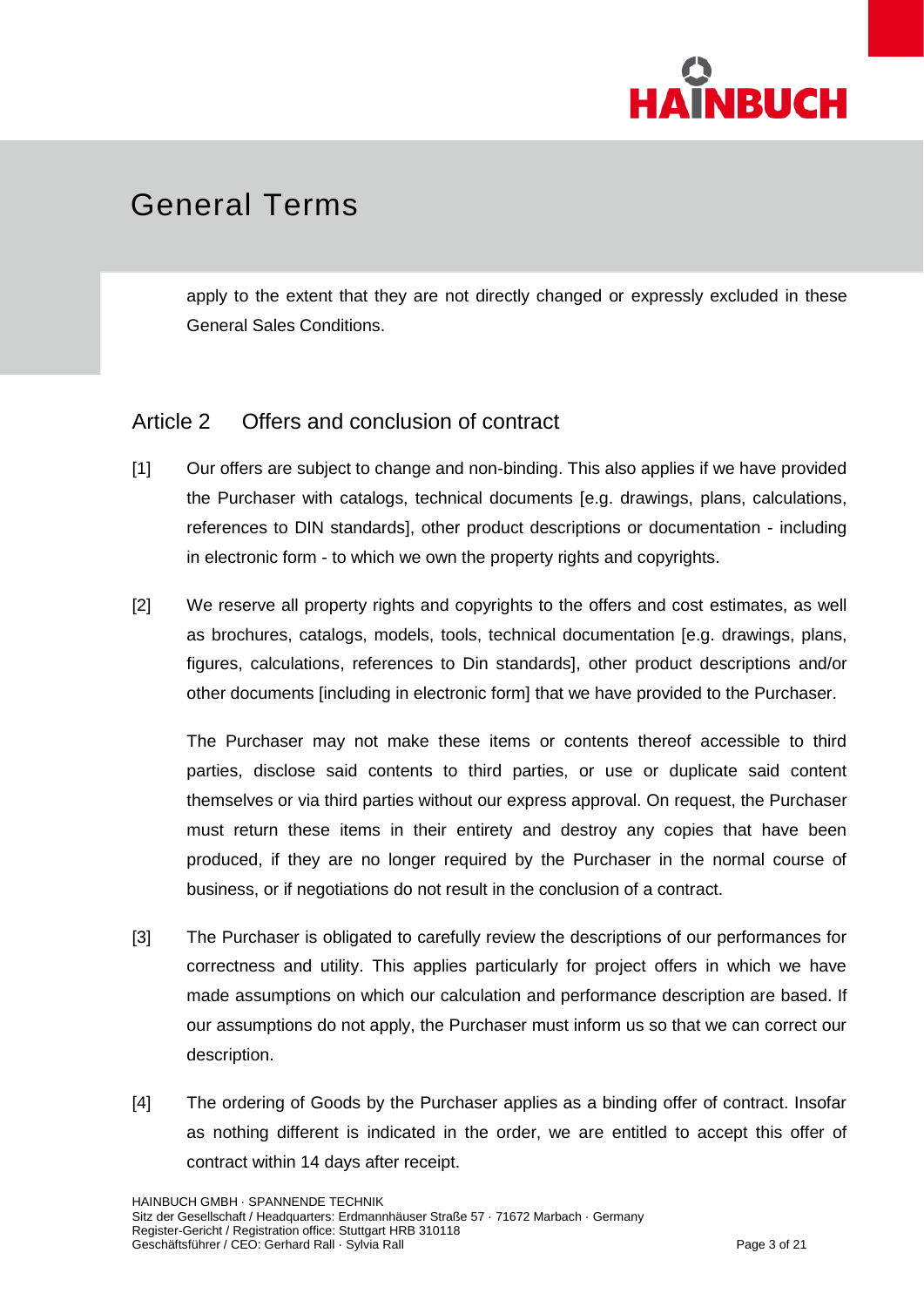apply to the extent that they are not directly changed or expressly excluded in these General Sales Conditions.

## Article 2 Offers and conclusion of contract

[1] Our offers are subject to change and non-binding. This also applies if we have provided the Purchaser with catalogs, technical documents [e.g. drawings, plans, calculations, references to DIN standards], other product descriptions or documentation - including in electronic form - to which we own the property rights and copyrights.

[2] We reserve all property rights and copyrights to the offers and cost estimates, as well as brochures, catalogs, models, tools, technical documentation [e.g. drawings, plans, figures, calculations, references to Din standards], other product descriptions and/or other documents [including in electronic form] that we have provided to the Purchaser.

The Purchaser may not make these items or contents thereof accessible to third parties, disclose said contents to third parties, or use or duplicate said content themselves or via third parties without our express approval. On request, the Purchaser must return these items in their entirety and destroy any copies that have been produced, if they are no longer required by the Purchaser in the normal course of business, or if negotiations do not result in the conclusion of a contract.

[3] The Purchaser is obligated to carefully review the descriptions of our performances for correctness and utility. This applies particularly for project offers in which we have made assumptions on which our calculation and performance description are based. If our assumptions do not apply, the Purchaser must inform us so that we can correct our description.

[4] The ordering of Goods by the Purchaser applies as a binding offer of contract. Insofar as nothing different is indicated in the order, we are entitled to accept this offer of contract within 14 days after receipt.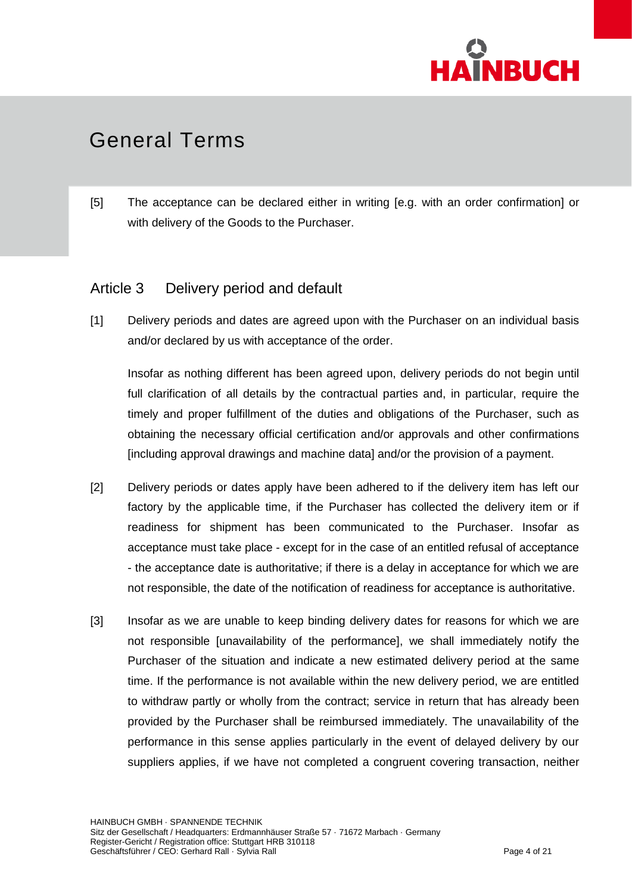# General Terms

[5] The acceptance can be declared either in writing [e.g. with an order confirmation] or with delivery of the Goods to the Purchaser.

## Article 3 Delivery period and default

[1] Delivery periods and dates are agreed upon with the Purchaser on an individual basis and/or declared by us with acceptance of the order.

Insofar as nothing different has been agreed upon, delivery periods do not begin until full clarification of all details by the contractual parties and, in particular, require the timely and proper fulfillment of the duties and obligations of the Purchaser, such as obtaining the necessary official certification and/or approvals and other confirmations [including approval drawings and machine data] and/or the provision of a payment.

[2] Delivery periods or dates apply have been adhered to if the delivery item has left our factory by the applicable time, if the Purchaser has collected the delivery item or if readiness for shipment has been communicated to the Purchaser. Insofar as acceptance must take place - except for in the case of an entitled refusal of acceptance - the acceptance date is authoritative; if there is a delay in acceptance for which we are not responsible, the date of the notification of readiness for acceptance is authoritative.

[3] Insofar as we are unable to keep binding delivery dates for reasons for which we are not responsible [unavailability of the performance], we shall immediately notify the Purchaser of the situation and indicate a new estimated delivery period at the same time. If the performance is not available within the new delivery period, we are entitled to withdraw partly or wholly from the contract; service in return that has already been provided by the Purchaser shall be reimbursed immediately. The unavailability of the performance in this sense applies particularly in the event of delayed delivery by our suppliers applies, if we have not completed a congruent covering transaction, neither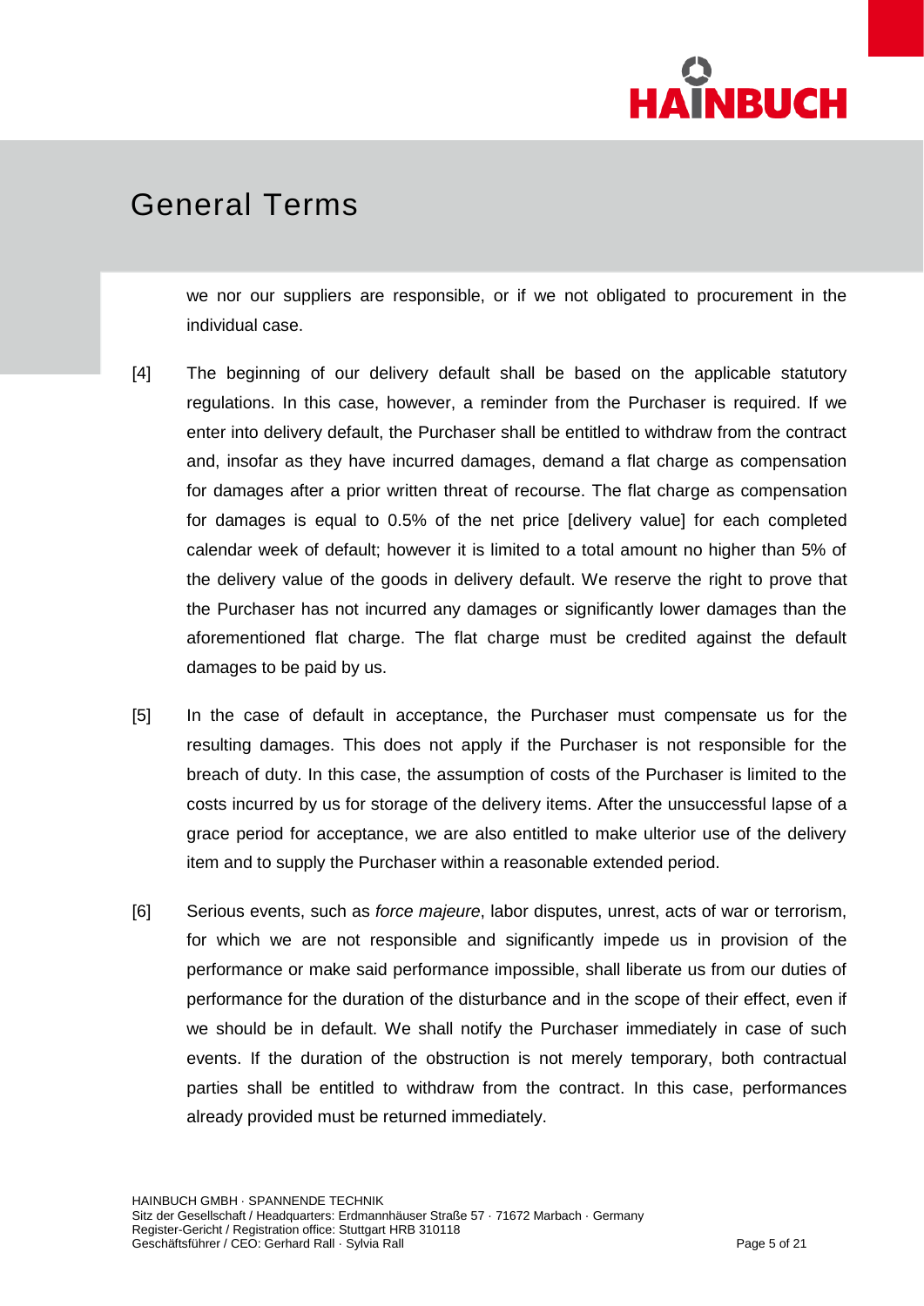we nor our suppliers are responsible, or if we not obligated to procurement in the individual case.

[4] The beginning of our delivery default shall be based on the applicable statutory regulations. In this case, however, a reminder from the Purchaser is required. If we enter into delivery default, the Purchaser shall be entitled to withdraw from the contract and, insofar as they have incurred damages, demand a flat charge as compensation for damages after a prior written threat of recourse. The flat charge as compensation for damages is equal to 0.5% of the net price [delivery value] for each completed calendar week of default; however it is limited to a total amount no higher than 5% of the delivery value of the goods in delivery default. We reserve the right to prove that the Purchaser has not incurred any damages or significantly lower damages than the aforementioned flat charge. The flat charge must be credited against the default damages to be paid by us.

[5] In the case of default in acceptance, the Purchaser must compensate us for the resulting damages. This does not apply if the Purchaser is not responsible for the breach of duty. In this case, the assumption of costs of the Purchaser is limited to the costs incurred by us for storage of the delivery items. After the unsuccessful lapse of a grace period for acceptance, we are also entitled to make ulterior use of the delivery item and to supply the Purchaser within a reasonable extended period.

[6] Serious events, such as *force majeure*, labor disputes, unrest, acts of war or terrorism, for which we are not responsible and significantly impede us in provision of the performance or make said performance impossible, shall liberate us from our duties of performance for the duration of the disturbance and in the scope of their effect, even if we should be in default. We shall notify the Purchaser immediately in case of such events. If the duration of the obstruction is not merely temporary, both contractual parties shall be entitled to withdraw from the contract. In this case, performances already provided must be returned immediately.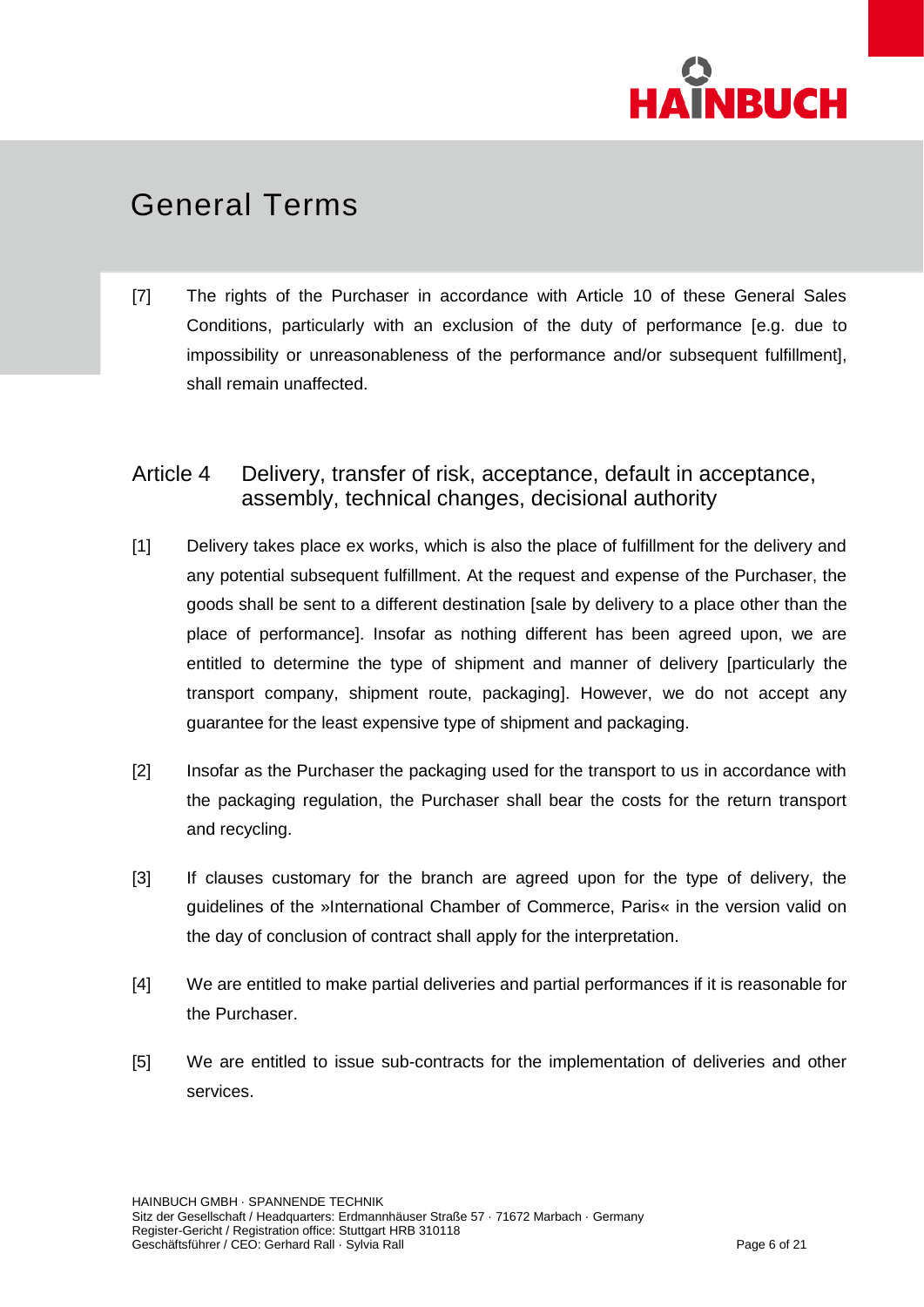[7] The rights of the Purchaser in accordance with Article 10 of these General Sales Conditions, particularly with an exclusion of the duty of performance [e.g. due to impossibility or unreasonableness of the performance and/or subsequent fulfillment], shall remain unaffected.

## Article 4 Delivery, transfer of risk, acceptance, default in acceptance, assembly, technical changes, decisional authority

[1] Delivery takes place ex works, which is also the place of fulfillment for the delivery and any potential subsequent fulfillment. At the request and expense of the Purchaser, the goods shall be sent to a different destination [sale by delivery to a place other than the place of performance]. Insofar as nothing different has been agreed upon, we are entitled to determine the type of shipment and manner of delivery [particularly the transport company, shipment route, packaging]. However, we do not accept any guarantee for the least expensive type of shipment and packaging.

[2] Insofar as the Purchaser the packaging used for the transport to us in accordance with the packaging regulation, the Purchaser shall bear the costs for the return transport and recycling.

[3] If clauses customary for the branch are agreed upon for the type of delivery, the guidelines of the »International Chamber of Commerce, Paris« in the version valid on the day of conclusion of contract shall apply for the interpretation.

[4] We are entitled to make partial deliveries and partial performances if it is reasonable for the Purchaser.

[5] We are entitled to issue sub-contracts for the implementation of deliveries and other services.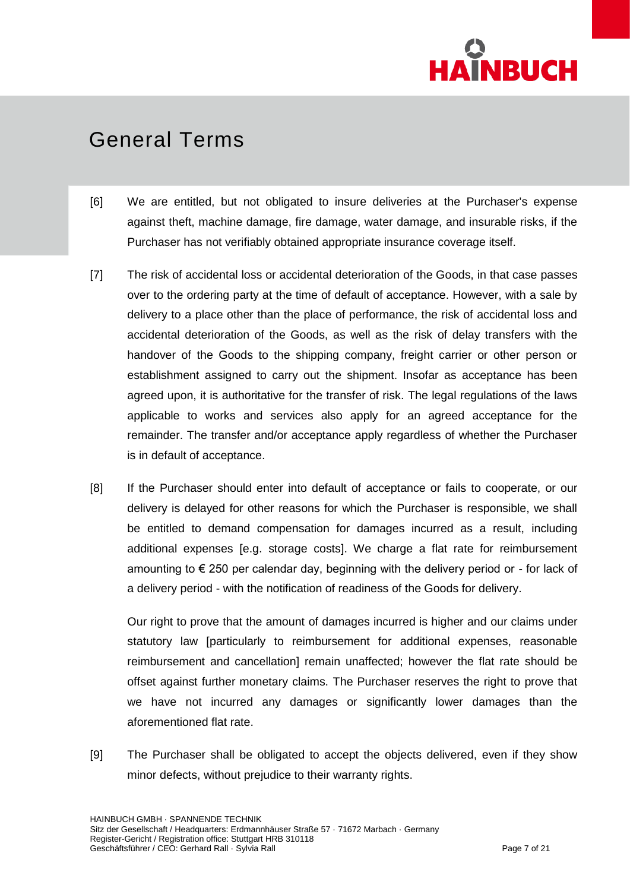# General Terms

[6] We are entitled, but not obligated to insure deliveries at the Purchaser's expense against theft, machine damage, fire damage, water damage, and insurable risks, if the Purchaser has not verifiably obtained appropriate insurance coverage itself.

[7] The risk of accidental loss or accidental deterioration of the Goods, in that case passes over to the ordering party at the time of default of acceptance. However, with a sale by delivery to a place other than the place of performance, the risk of accidental loss and accidental deterioration of the Goods, as well as the risk of delay transfers with the handover of the Goods to the shipping company, freight carrier or other person or establishment assigned to carry out the shipment. Insofar as acceptance has been agreed upon, it is authoritative for the transfer of risk. The legal regulations of the laws applicable to works and services also apply for an agreed acceptance for the remainder. The transfer and/or acceptance apply regardless of whether the Purchaser is in default of acceptance.

[8] If the Purchaser should enter into default of acceptance or fails to cooperate, or our delivery is delayed for other reasons for which the Purchaser is responsible, we shall be entitled to demand compensation for damages incurred as a result, including additional expenses [e.g. storage costs]. We charge a flat rate for reimbursement amounting to € 250 per calendar day, beginning with the delivery period or - for lack of a delivery period - with the notification of readiness of the Goods for delivery.

Our right to prove that the amount of damages incurred is higher and our claims under statutory law [particularly to reimbursement for additional expenses, reasonable reimbursement and cancellation] remain unaffected; however the flat rate should be offset against further monetary claims. The Purchaser reserves the right to prove that we have not incurred any damages or significantly lower damages than the aforementioned flat rate.

[9] The Purchaser shall be obligated to accept the objects delivered, even if they show minor defects, without prejudice to their warranty rights.

HAINBUCH GMBH · SPANNENDE TECHNIK
Sitz der Gesellschaft / Headquarters: Erdmannhäuser Straße 57 · 71672 Marbach · Germany
Register-Gericht / Registration office: Stuttgart HRB 310118
Geschäftsführer / CEO: Gerhard Rall · Sylvia Rall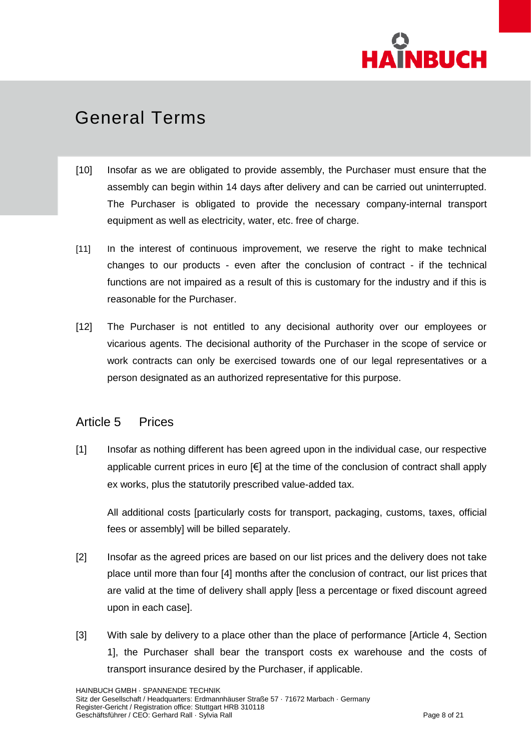[10] Insofar as we are obligated to provide assembly, the Purchaser must ensure that the assembly can begin within 14 days after delivery and can be carried out uninterrupted. The Purchaser is obligated to provide the necessary company-internal transport equipment as well as electricity, water, etc. free of charge.

[11] In the interest of continuous improvement, we reserve the right to make technical changes to our products - even after the conclusion of contract - if the technical functions are not impaired as a result of this is customary for the industry and if this is reasonable for the Purchaser.

[12] The Purchaser is not entitled to any decisional authority over our employees or vicarious agents. The decisional authority of the Purchaser in the scope of service or work contracts can only be exercised towards one of our legal representatives or a person designated as an authorized representative for this purpose.

## Article 5 Prices

[1] Insofar as nothing different has been agreed upon in the individual case, our respective applicable current prices in euro [€] at the time of the conclusion of contract shall apply ex works, plus the statutorily prescribed value-added tax.

All additional costs [particularly costs for transport, packaging, customs, taxes, official fees or assembly] will be billed separately.

[2] Insofar as the agreed prices are based on our list prices and the delivery does not take place until more than four [4] months after the conclusion of contract, our list prices that are valid at the time of delivery shall apply [less a percentage or fixed discount agreed upon in each case].

[3] With sale by delivery to a place other than the place of performance [Article 4, Section 1], the Purchaser shall bear the transport costs ex warehouse and the costs of transport insurance desired by the Purchaser, if applicable.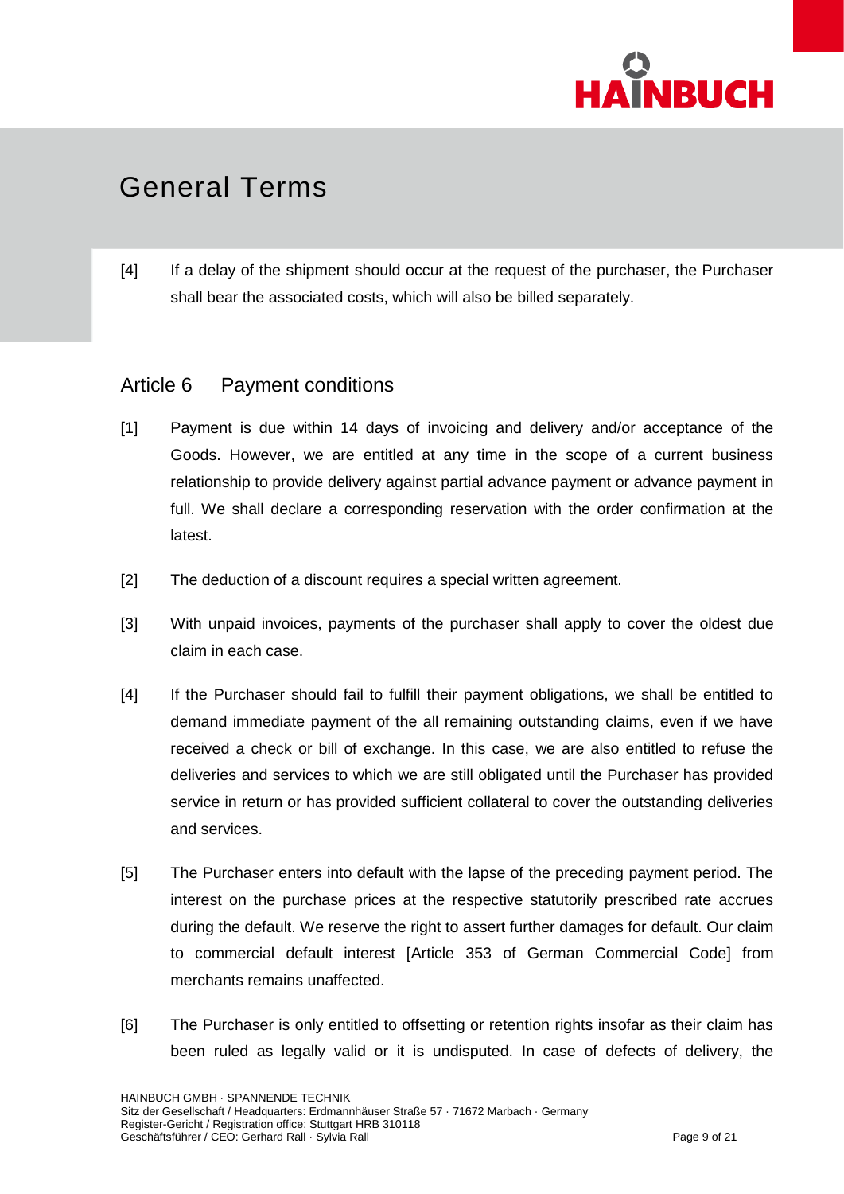# General Terms

[4] If a delay of the shipment should occur at the request of the purchaser, the Purchaser shall bear the associated costs, which will also be billed separately.

## Article 6 Payment conditions

[1] Payment is due within 14 days of invoicing and delivery and/or acceptance of the Goods. However, we are entitled at any time in the scope of a current business relationship to provide delivery against partial advance payment or advance payment in full. We shall declare a corresponding reservation with the order confirmation at the latest.

[2] The deduction of a discount requires a special written agreement.

[3] With unpaid invoices, payments of the purchaser shall apply to cover the oldest due claim in each case.

[4] If the Purchaser should fail to fulfill their payment obligations, we shall be entitled to demand immediate payment of the all remaining outstanding claims, even if we have received a check or bill of exchange. In this case, we are also entitled to refuse the deliveries and services to which we are still obligated until the Purchaser has provided service in return or has provided sufficient collateral to cover the outstanding deliveries and services.

[5] The Purchaser enters into default with the lapse of the preceding payment period. The interest on the purchase prices at the respective statutorily prescribed rate accrues during the default. We reserve the right to assert further damages for default. Our claim to commercial default interest [Article 353 of German Commercial Code] from merchants remains unaffected.

[6] The Purchaser is only entitled to offsetting or retention rights insofar as their claim has been ruled as legally valid or it is undisputed. In case of defects of delivery, the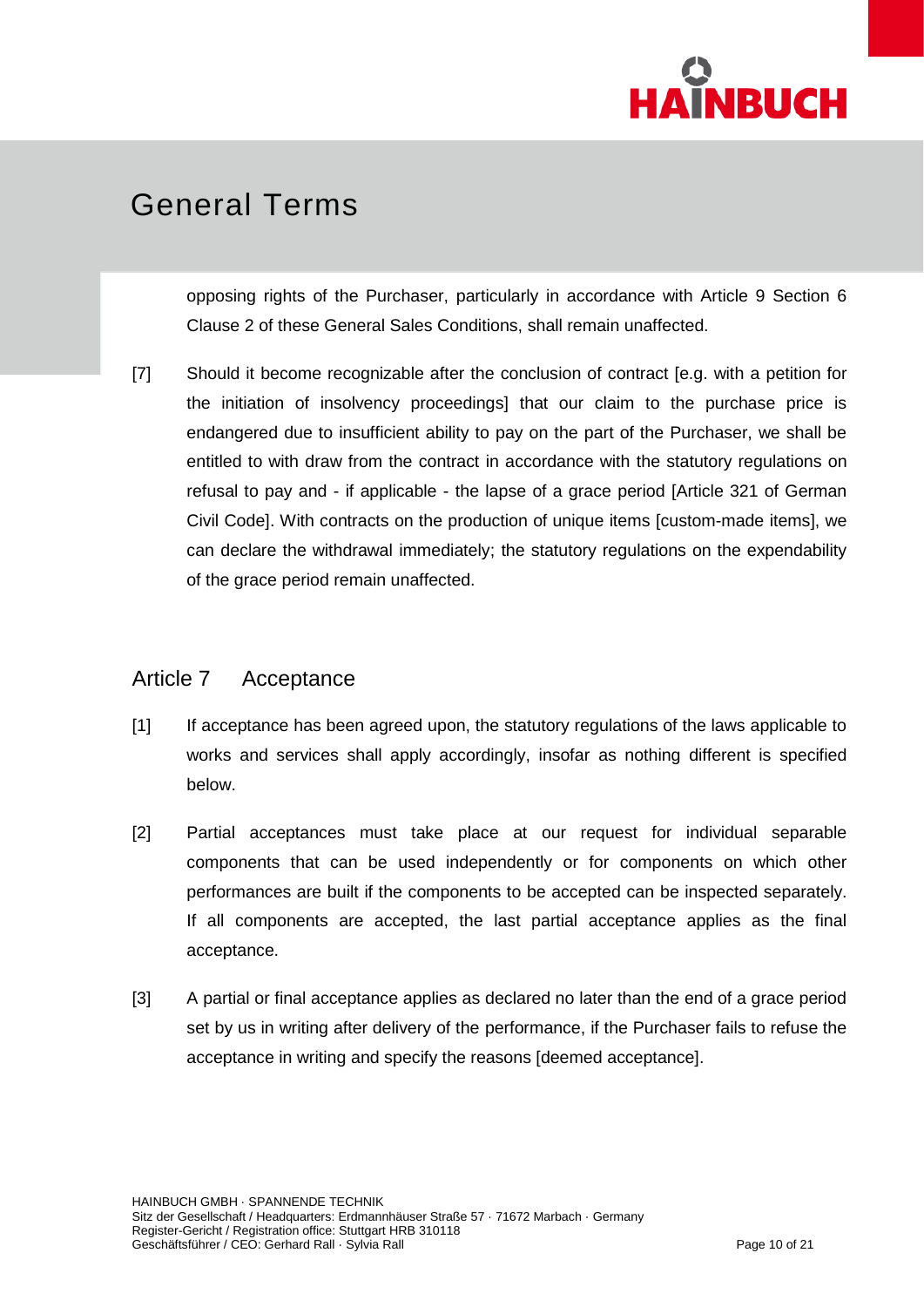opposing rights of the Purchaser, particularly in accordance with Article 9 Section 6 Clause 2 of these General Sales Conditions, shall remain unaffected.

[7] Should it become recognizable after the conclusion of contract [e.g. with a petition for the initiation of insolvency proceedings] that our claim to the purchase price is endangered due to insufficient ability to pay on the part of the Purchaser, we shall be entitled to with draw from the contract in accordance with the statutory regulations on refusal to pay and - if applicable - the lapse of a grace period [Article 321 of German Civil Code]. With contracts on the production of unique items [custom-made items], we can declare the withdrawal immediately; the statutory regulations on the expendability of the grace period remain unaffected.

## Article 7 Acceptance

[1] If acceptance has been agreed upon, the statutory regulations of the laws applicable to works and services shall apply accordingly, insofar as nothing different is specified below.

[2] Partial acceptances must take place at our request for individual separable components that can be used independently or for components on which other performances are built if the components to be accepted can be inspected separately. If all components are accepted, the last partial acceptance applies as the final acceptance.

[3] A partial or final acceptance applies as declared no later than the end of a grace period set by us in writing after delivery of the performance, if the Purchaser fails to refuse the acceptance in writing and specify the reasons [deemed acceptance].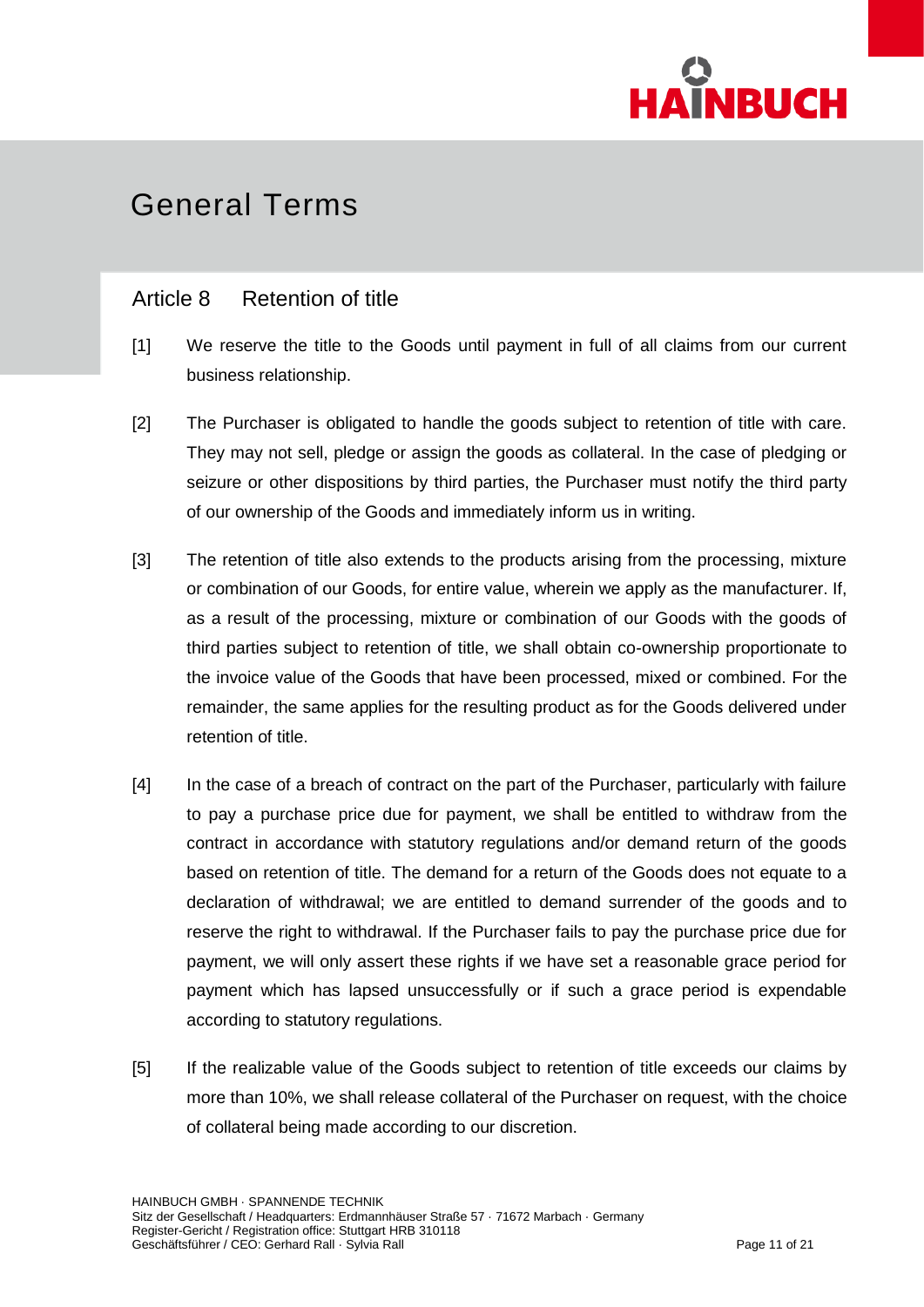# General Terms

## Article 8 Retention of title

[1] We reserve the title to the Goods until payment in full of all claims from our current business relationship.

[2] The Purchaser is obligated to handle the goods subject to retention of title with care. They may not sell, pledge or assign the goods as collateral. In the case of pledging or seizure or other dispositions by third parties, the Purchaser must notify the third party of our ownership of the Goods and immediately inform us in writing.

[3] The retention of title also extends to the products arising from the processing, mixture or combination of our Goods, for entire value, wherein we apply as the manufacturer. If, as a result of the processing, mixture or combination of our Goods with the goods of third parties subject to retention of title, we shall obtain co-ownership proportionate to the invoice value of the Goods that have been processed, mixed or combined. For the remainder, the same applies for the resulting product as for the Goods delivered under retention of title.

[4] In the case of a breach of contract on the part of the Purchaser, particularly with failure to pay a purchase price due for payment, we shall be entitled to withdraw from the contract in accordance with statutory regulations and/or demand return of the goods based on retention of title. The demand for a return of the Goods does not equate to a declaration of withdrawal; we are entitled to demand surrender of the goods and to reserve the right to withdrawal. If the Purchaser fails to pay the purchase price due for payment, we will only assert these rights if we have set a reasonable grace period for payment which has lapsed unsuccessfully or if such a grace period is expendable according to statutory regulations.

[5] If the realizable value of the Goods subject to retention of title exceeds our claims by more than 10%, we shall release collateral of the Purchaser on request, with the choice of collateral being made according to our discretion.

HAINBUCH GMBH · SPANNENDE TECHNIK
Sitz der Gesellschaft / Headquarters: Erdmannhäuser Straße 57 · 71672 Marbach · Germany
Register-Gericht / Registration office: Stuttgart HRB 310118
Geschäftsführer / CEO: Gerhard Rall · Sylvia Rall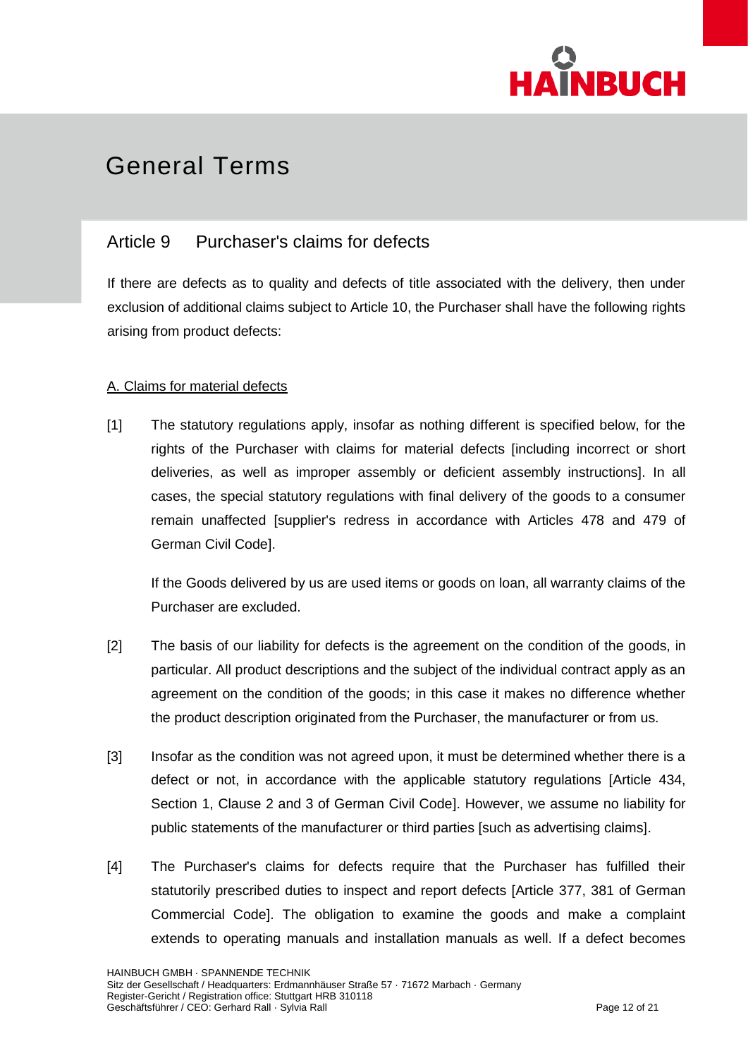# General Terms

## Article 9 Purchaser's claims for defects

If there are defects as to quality and defects of title associated with the delivery, then under exclusion of additional claims subject to Article 10, the Purchaser shall have the following rights arising from product defects:

### A. Claims for material defects

[1] The statutory regulations apply, insofar as nothing different is specified below, for the rights of the Purchaser with claims for material defects [including incorrect or short deliveries, as well as improper assembly or deficient assembly instructions]. In all cases, the special statutory regulations with final delivery of the goods to a consumer remain unaffected [supplier's redress in accordance with Articles 478 and 479 of German Civil Code].

If the Goods delivered by us are used items or goods on loan, all warranty claims of the Purchaser are excluded.

[2] The basis of our liability for defects is the agreement on the condition of the goods, in particular. All product descriptions and the subject of the individual contract apply as an agreement on the condition of the goods; in this case it makes no difference whether the product description originated from the Purchaser, the manufacturer or from us.

[3] Insofar as the condition was not agreed upon, it must be determined whether there is a defect or not, in accordance with the applicable statutory regulations [Article 434, Section 1, Clause 2 and 3 of German Civil Code]. However, we assume no liability for public statements of the manufacturer or third parties [such as advertising claims].

[4] The Purchaser's claims for defects require that the Purchaser has fulfilled their statutorily prescribed duties to inspect and report defects [Article 377, 381 of German Commercial Code]. The obligation to examine the goods and make a complaint extends to operating manuals and installation manuals as well. If a defect becomes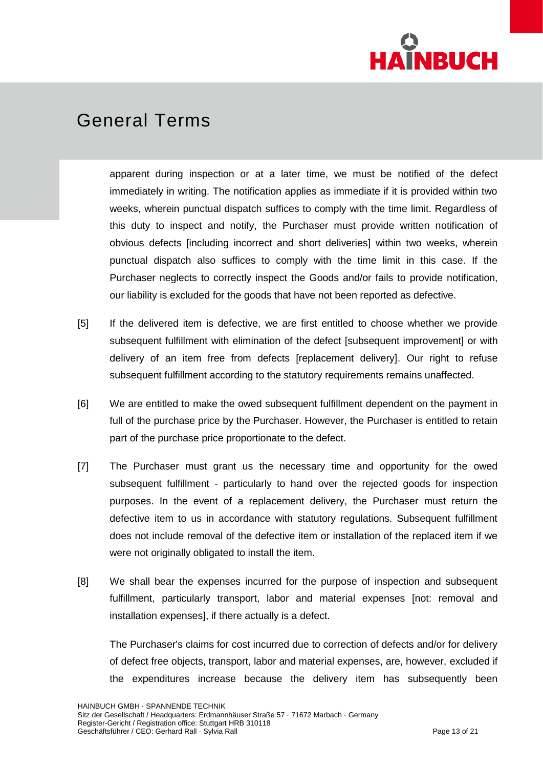# General Terms

apparent during inspection or at a later time, we must be notified of the defect immediately in writing. The notification applies as immediate if it is provided within two weeks, wherein punctual dispatch suffices to comply with the time limit. Regardless of this duty to inspect and notify, the Purchaser must provide written notification of obvious defects [including incorrect and short deliveries] within two weeks, wherein punctual dispatch also suffices to comply with the time limit in this case. If the Purchaser neglects to correctly inspect the Goods and/or fails to provide notification, our liability is excluded for the goods that have not been reported as defective.

[5] If the delivered item is defective, we are first entitled to choose whether we provide subsequent fulfillment with elimination of the defect [subsequent improvement] or with delivery of an item free from defects [replacement delivery]. Our right to refuse subsequent fulfillment according to the statutory requirements remains unaffected.

[6] We are entitled to make the owed subsequent fulfillment dependent on the payment in full of the purchase price by the Purchaser. However, the Purchaser is entitled to retain part of the purchase price proportionate to the defect.

[7] The Purchaser must grant us the necessary time and opportunity for the owed subsequent fulfillment - particularly to hand over the rejected goods for inspection purposes. In the event of a replacement delivery, the Purchaser must return the defective item to us in accordance with statutory regulations. Subsequent fulfillment does not include removal of the defective item or installation of the replaced item if we were not originally obligated to install the item.

[8] We shall bear the expenses incurred for the purpose of inspection and subsequent fulfillment, particularly transport, labor and material expenses [not: removal and installation expenses], if there actually is a defect.

The Purchaser's claims for cost incurred due to correction of defects and/or for delivery of defect free objects, transport, labor and material expenses, are, however, excluded if the expenditures increase because the delivery item has subsequently been

HAINBUCH GMBH · SPANNENDE TECHNIK
Sitz der Gesellschaft / Headquarters: Erdmannhäuser Straße 57 · 71672 Marbach · Germany
Register-Gericht / Registration office: Stuttgart HRB 310118
Geschäftsführer / CEO: Gerhard Rall · Sylvia Rall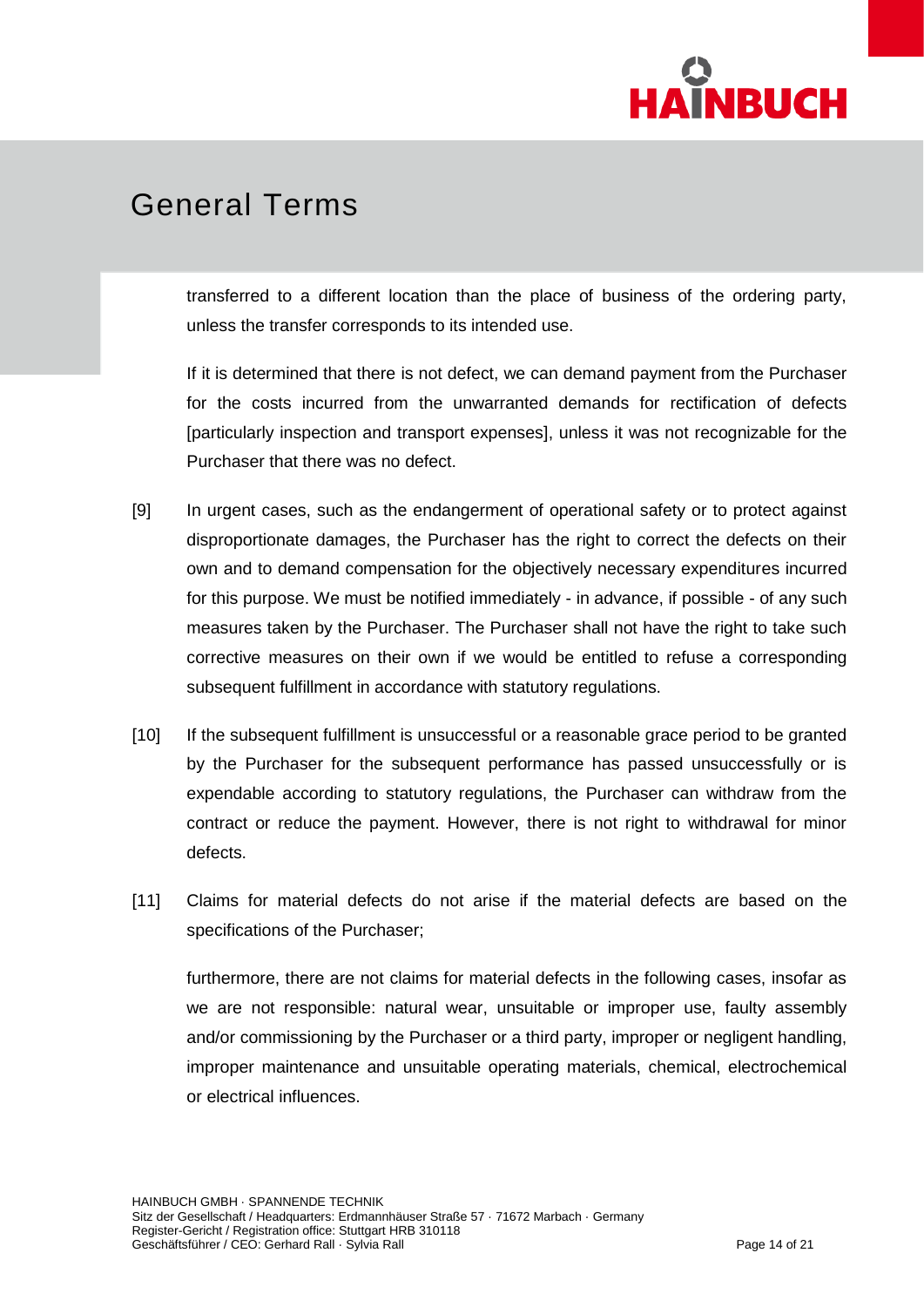transferred to a different location than the place of business of the ordering party, unless the transfer corresponds to its intended use.

If it is determined that there is not defect, we can demand payment from the Purchaser for the costs incurred from the unwarranted demands for rectification of defects [particularly inspection and transport expenses], unless it was not recognizable for the Purchaser that there was no defect.

[9] In urgent cases, such as the endangerment of operational safety or to protect against disproportionate damages, the Purchaser has the right to correct the defects on their own and to demand compensation for the objectively necessary expenditures incurred for this purpose. We must be notified immediately - in advance, if possible - of any such measures taken by the Purchaser. The Purchaser shall not have the right to take such corrective measures on their own if we would be entitled to refuse a corresponding subsequent fulfillment in accordance with statutory regulations.

[10] If the subsequent fulfillment is unsuccessful or a reasonable grace period to be granted by the Purchaser for the subsequent performance has passed unsuccessfully or is expendable according to statutory regulations, the Purchaser can withdraw from the contract or reduce the payment. However, there is not right to withdrawal for minor defects.

[11] Claims for material defects do not arise if the material defects are based on the specifications of the Purchaser;

furthermore, there are not claims for material defects in the following cases, insofar as we are not responsible: natural wear, unsuitable or improper use, faulty assembly and/or commissioning by the Purchaser or a third party, improper or negligent handling, improper maintenance and unsuitable operating materials, chemical, electrochemical or electrical influences.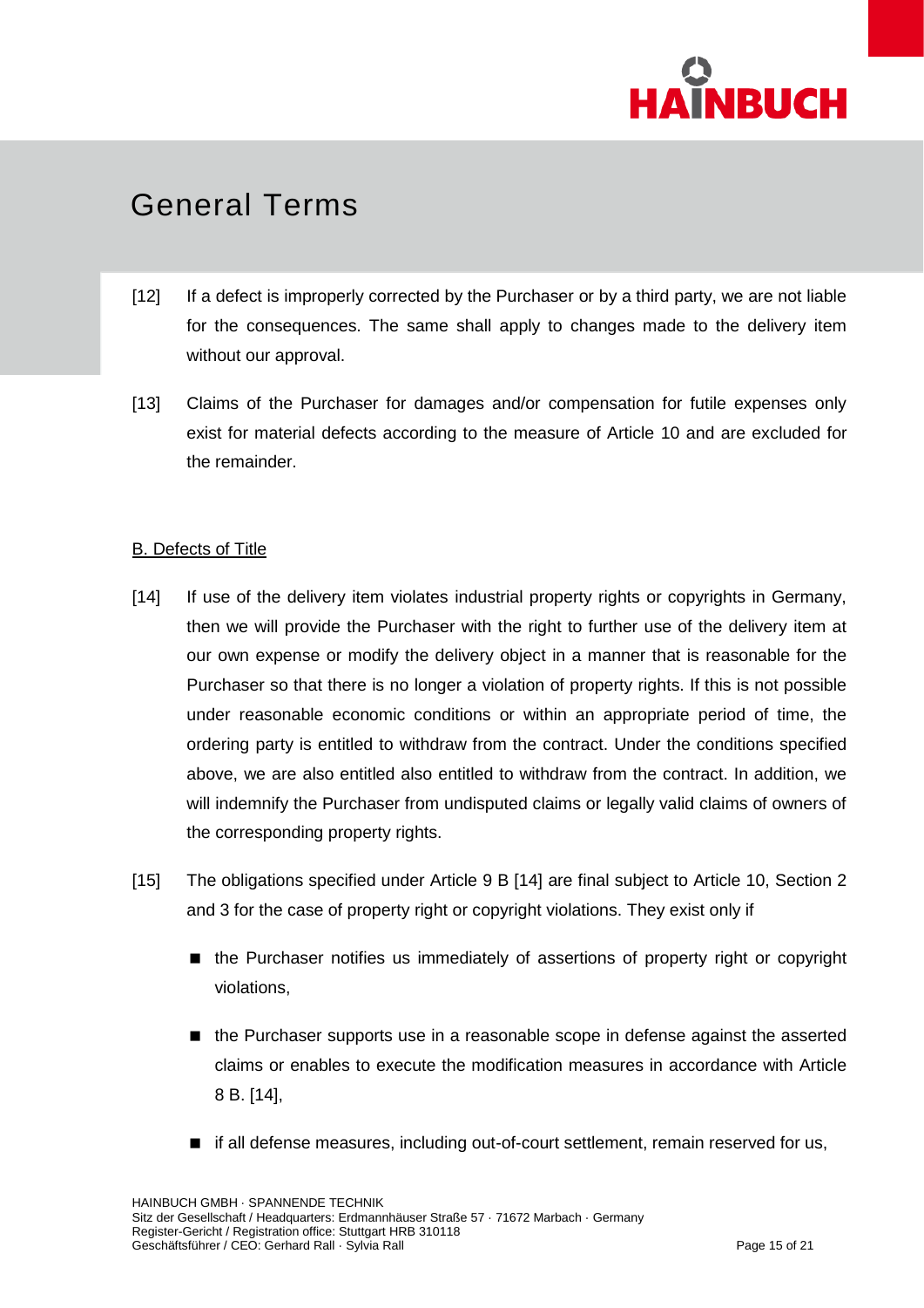# General Terms

[12] If a defect is improperly corrected by the Purchaser or by a third party, we are not liable for the consequences. The same shall apply to changes made to the delivery item without our approval.

[13] Claims of the Purchaser for damages and/or compensation for futile expenses only exist for material defects according to the measure of Article 10 and are excluded for the remainder.

B. Defects of Title

[14] If use of the delivery item violates industrial property rights or copyrights in Germany, then we will provide the Purchaser with the right to further use of the delivery item at our own expense or modify the delivery object in a manner that is reasonable for the Purchaser so that there is no longer a violation of property rights. If this is not possible under reasonable economic conditions or within an appropriate period of time, the ordering party is entitled to withdraw from the contract. Under the conditions specified above, we are also entitled also entitled to withdraw from the contract. In addition, we will indemnify the Purchaser from undisputed claims or legally valid claims of owners of the corresponding property rights.

[15] The obligations specified under Article 9 B [14] are final subject to Article 10, Section 2 and 3 for the case of property right or copyright violations. They exist only if

- the Purchaser notifies us immediately of assertions of property right or copyright violations,
- the Purchaser supports use in a reasonable scope in defense against the asserted claims or enables to execute the modification measures in accordance with Article 8 B. [14],
- if all defense measures, including out-of-court settlement, remain reserved for us,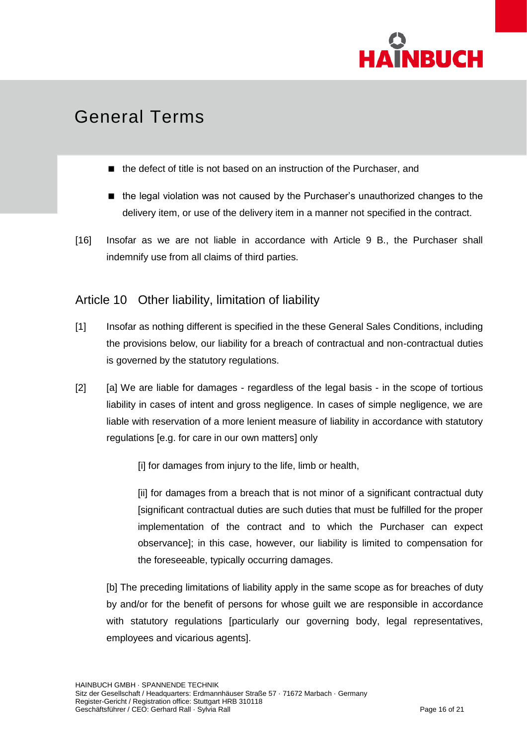- the defect of title is not based on an instruction of the Purchaser, and
- the legal violation was not caused by the Purchaser's unauthorized changes to the delivery item, or use of the delivery item in a manner not specified in the contract.

[16] Insofar as we are not liable in accordance with Article 9 B., the Purchaser shall indemnify use from all claims of third parties.

## Article 10 Other liability, limitation of liability

[1] Insofar as nothing different is specified in the these General Sales Conditions, including the provisions below, our liability for a breach of contractual and non-contractual duties is governed by the statutory regulations.

[2] [a] We are liable for damages - regardless of the legal basis - in the scope of tortious liability in cases of intent and gross negligence. In cases of simple negligence, we are liable with reservation of a more lenient measure of liability in accordance with statutory regulations [e.g. for care in our own matters] only

[i] for damages from injury to the life, limb or health,

[ii] for damages from a breach that is not minor of a significant contractual duty [significant contractual duties are such duties that must be fulfilled for the proper implementation of the contract and to which the Purchaser can expect observance]; in this case, however, our liability is limited to compensation for the foreseeable, typically occurring damages.

[b] The preceding limitations of liability apply in the same scope as for breaches of duty by and/or for the benefit of persons for whose guilt we are responsible in accordance with statutory regulations [particularly our governing body, legal representatives, employees and vicarious agents].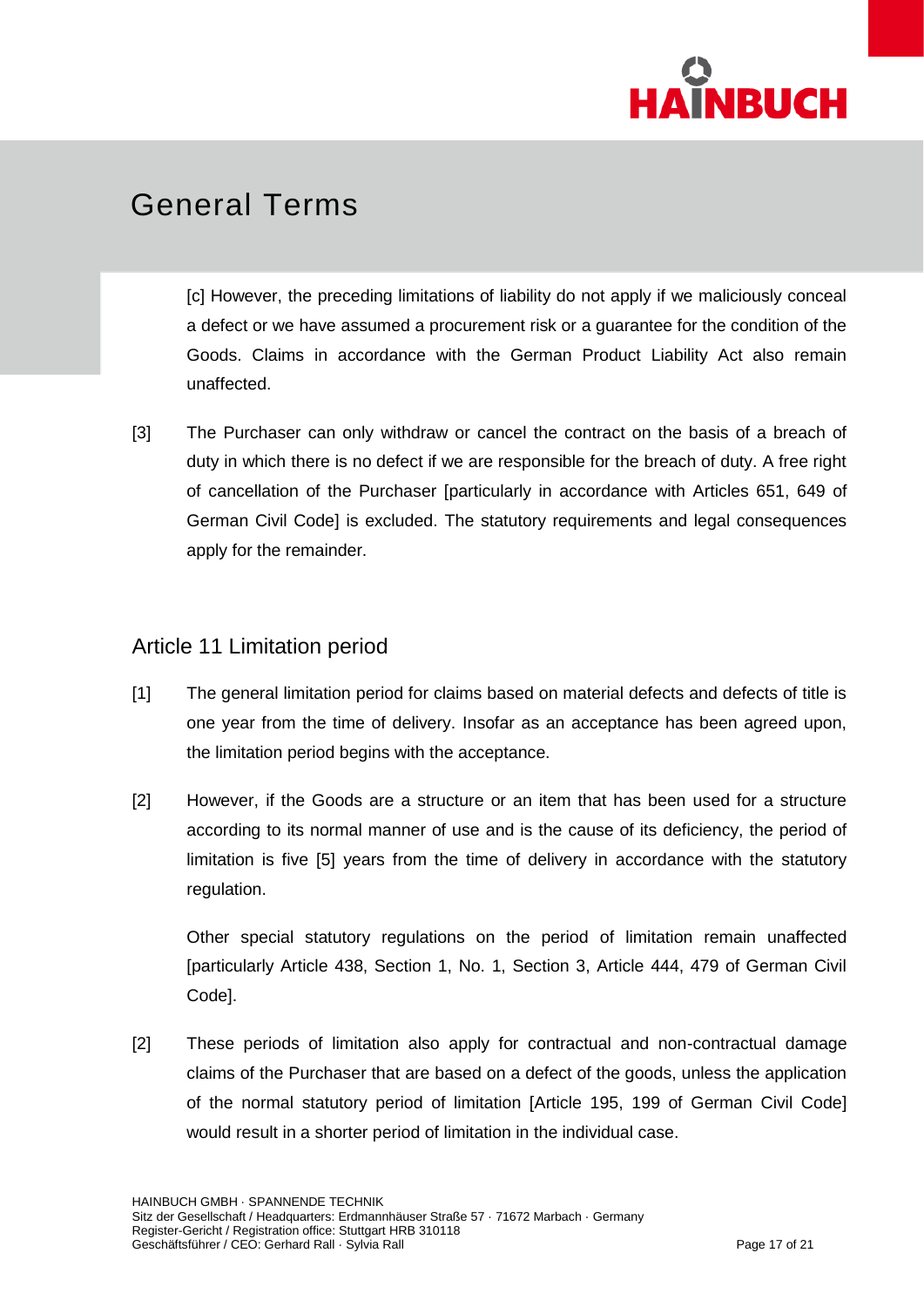[c] However, the preceding limitations of liability do not apply if we maliciously conceal a defect or we have assumed a procurement risk or a guarantee for the condition of the Goods. Claims in accordance with the German Product Liability Act also remain unaffected.

[3] The Purchaser can only withdraw or cancel the contract on the basis of a breach of duty in which there is no defect if we are responsible for the breach of duty. A free right of cancellation of the Purchaser [particularly in accordance with Articles 651, 649 of German Civil Code] is excluded. The statutory requirements and legal consequences apply for the remainder.

## Article 11 Limitation period

[1] The general limitation period for claims based on material defects and defects of title is one year from the time of delivery. Insofar as an acceptance has been agreed upon, the limitation period begins with the acceptance.

[2] However, if the Goods are a structure or an item that has been used for a structure according to its normal manner of use and is the cause of its deficiency, the period of limitation is five [5] years from the time of delivery in accordance with the statutory regulation.

Other special statutory regulations on the period of limitation remain unaffected [particularly Article 438, Section 1, No. 1, Section 3, Article 444, 479 of German Civil Code].

[2] These periods of limitation also apply for contractual and non-contractual damage claims of the Purchaser that are based on a defect of the goods, unless the application of the normal statutory period of limitation [Article 195, 199 of German Civil Code] would result in a shorter period of limitation in the individual case.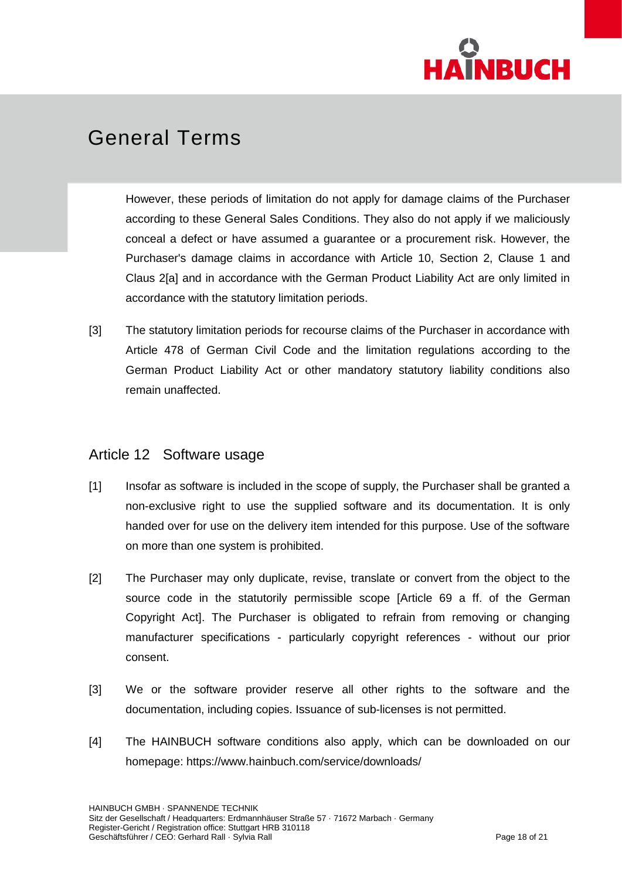# General Terms

However, these periods of limitation do not apply for damage claims of the Purchaser according to these General Sales Conditions. They also do not apply if we maliciously conceal a defect or have assumed a guarantee or a procurement risk. However, the Purchaser's damage claims in accordance with Article 10, Section 2, Clause 1 and Claus 2[a] and in accordance with the German Product Liability Act are only limited in accordance with the statutory limitation periods.

[3] The statutory limitation periods for recourse claims of the Purchaser in accordance with Article 478 of German Civil Code and the limitation regulations according to the German Product Liability Act or other mandatory statutory liability conditions also remain unaffected.

## Article 12 Software usage

[1] Insofar as software is included in the scope of supply, the Purchaser shall be granted a non-exclusive right to use the supplied software and its documentation. It is only handed over for use on the delivery item intended for this purpose. Use of the software on more than one system is prohibited.

[2] The Purchaser may only duplicate, revise, translate or convert from the object to the source code in the statutorily permissible scope [Article 69 a ff. of the German Copyright Act]. The Purchaser is obligated to refrain from removing or changing manufacturer specifications - particularly copyright references - without our prior consent.

[3] We or the software provider reserve all other rights to the software and the documentation, including copies. Issuance of sub-licenses is not permitted.

[4] The HAINBUCH software conditions also apply, which can be downloaded on our homepage: https://www.hainbuch.com/service/downloads/

HAINBUCH GMBH · SPANNENDE TECHNIK
Sitz der Gesellschaft / Headquarters: Erdmannhäuser Straße 57 · 71672 Marbach · Germany
Register-Gericht / Registration office: Stuttgart HRB 310118
Geschäftsführer / CEO: Gerhard Rall · Sylvia Rall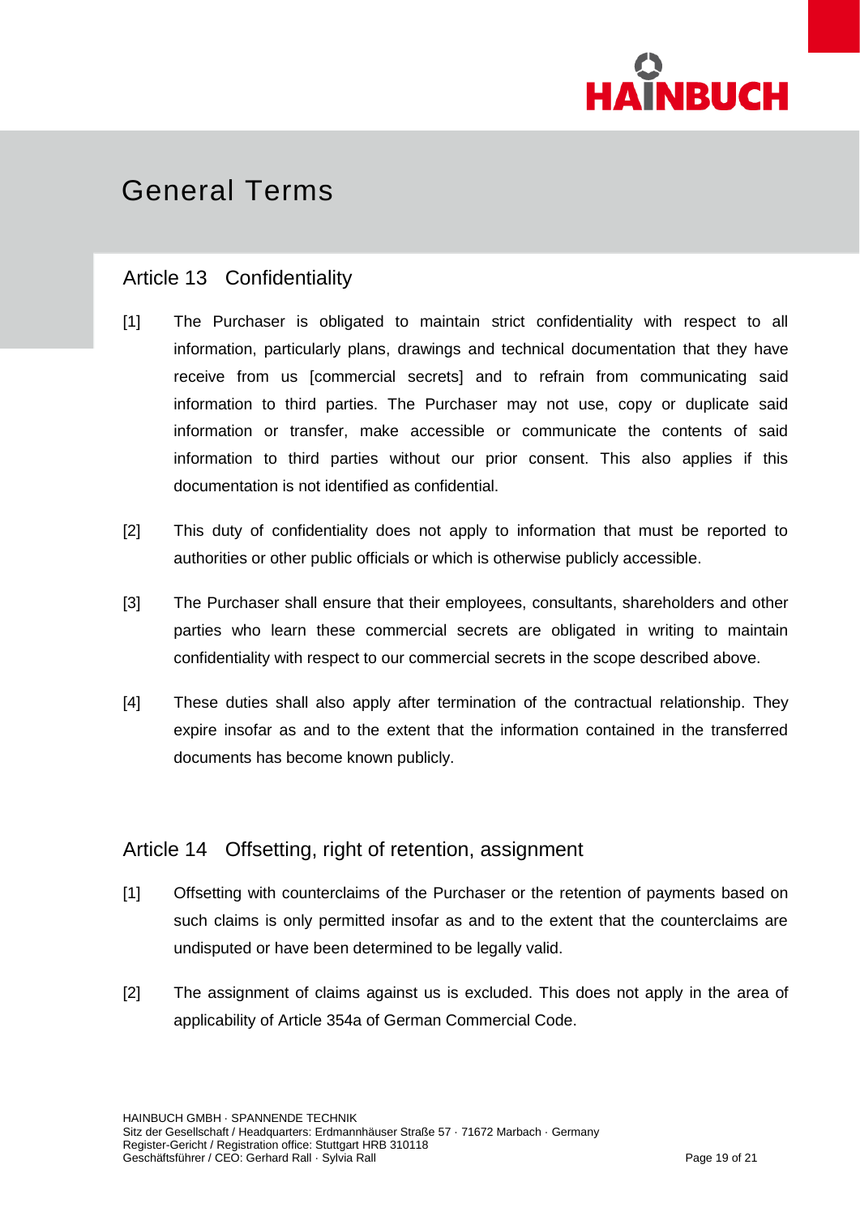# General Terms

## Article 13 Confidentiality

[1] The Purchaser is obligated to maintain strict confidentiality with respect to all information, particularly plans, drawings and technical documentation that they have receive from us [commercial secrets] and to refrain from communicating said information to third parties. The Purchaser may not use, copy or duplicate said information or transfer, make accessible or communicate the contents of said information to third parties without our prior consent. This also applies if this documentation is not identified as confidential.

[2] This duty of confidentiality does not apply to information that must be reported to authorities or other public officials or which is otherwise publicly accessible.

[3] The Purchaser shall ensure that their employees, consultants, shareholders and other parties who learn these commercial secrets are obligated in writing to maintain confidentiality with respect to our commercial secrets in the scope described above.

[4] These duties shall also apply after termination of the contractual relationship. They expire insofar as and to the extent that the information contained in the transferred documents has become known publicly.

## Article 14 Offsetting, right of retention, assignment

[1] Offsetting with counterclaims of the Purchaser or the retention of payments based on such claims is only permitted insofar as and to the extent that the counterclaims are undisputed or have been determined to be legally valid.

[2] The assignment of claims against us is excluded. This does not apply in the area of applicability of Article 354a of German Commercial Code.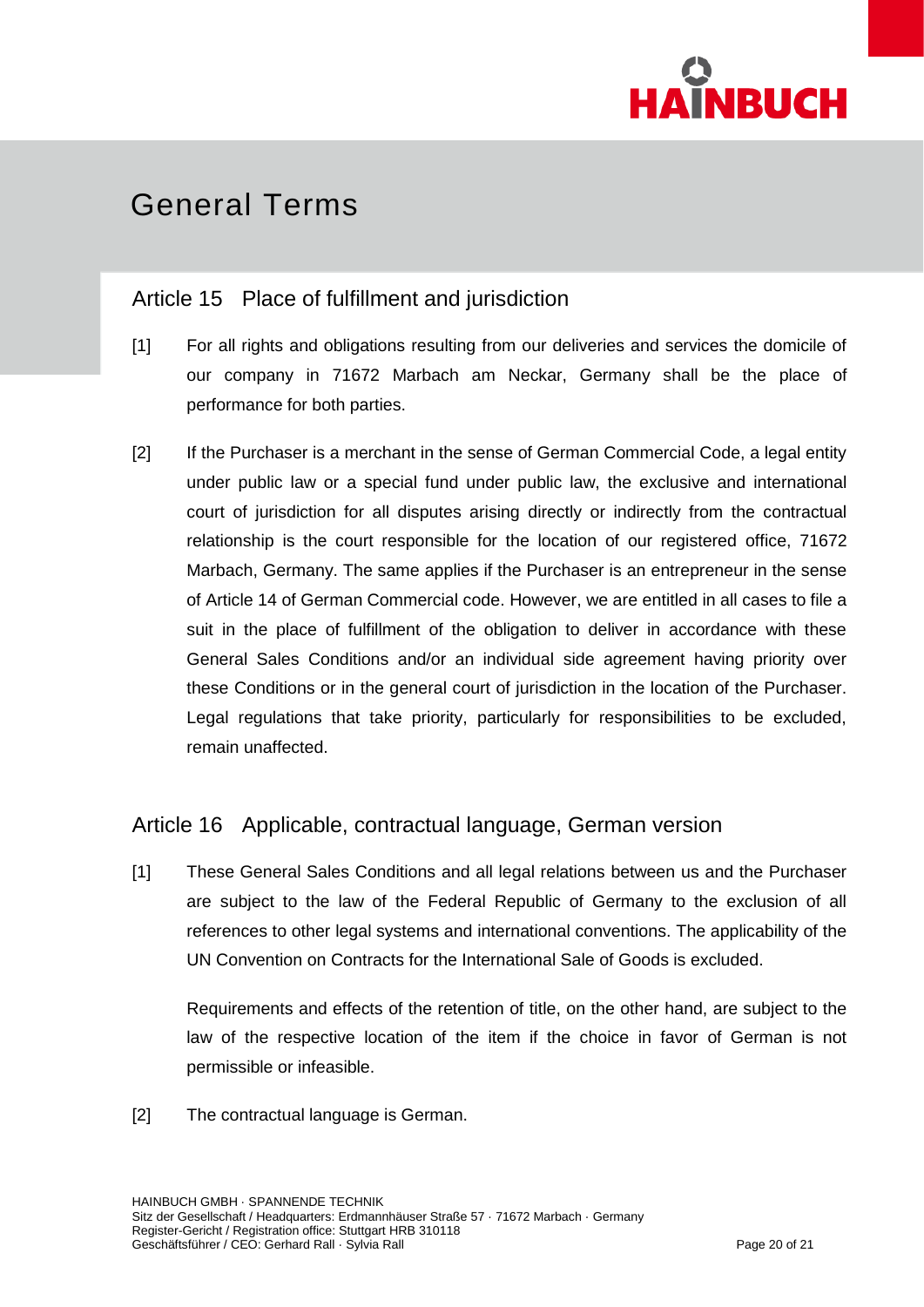# General Terms

## Article 15 Place of fulfillment and jurisdiction

[1] For all rights and obligations resulting from our deliveries and services the domicile of our company in 71672 Marbach am Neckar, Germany shall be the place of performance for both parties.

[2] If the Purchaser is a merchant in the sense of German Commercial Code, a legal entity under public law or a special fund under public law, the exclusive and international court of jurisdiction for all disputes arising directly or indirectly from the contractual relationship is the court responsible for the location of our registered office, 71672 Marbach, Germany. The same applies if the Purchaser is an entrepreneur in the sense of Article 14 of German Commercial code. However, we are entitled in all cases to file a suit in the place of fulfillment of the obligation to deliver in accordance with these General Sales Conditions and/or an individual side agreement having priority over these Conditions or in the general court of jurisdiction in the location of the Purchaser. Legal regulations that take priority, particularly for responsibilities to be excluded, remain unaffected.

## Article 16 Applicable, contractual language, German version

[1] These General Sales Conditions and all legal relations between us and the Purchaser are subject to the law of the Federal Republic of Germany to the exclusion of all references to other legal systems and international conventions. The applicability of the UN Convention on Contracts for the International Sale of Goods is excluded.

Requirements and effects of the retention of title, on the other hand, are subject to the law of the respective location of the item if the choice in favor of German is not permissible or infeasible.

[2] The contractual language is German.

HAINBUCH GMBH · SPANNENDE TECHNIK
Sitz der Gesellschaft / Headquarters: Erdmannhäuser Straße 57 · 71672 Marbach · Germany
Register-Gericht / Registration office: Stuttgart HRB 310118
Geschäftsführer / CEO: Gerhard Rall · Sylvia Rall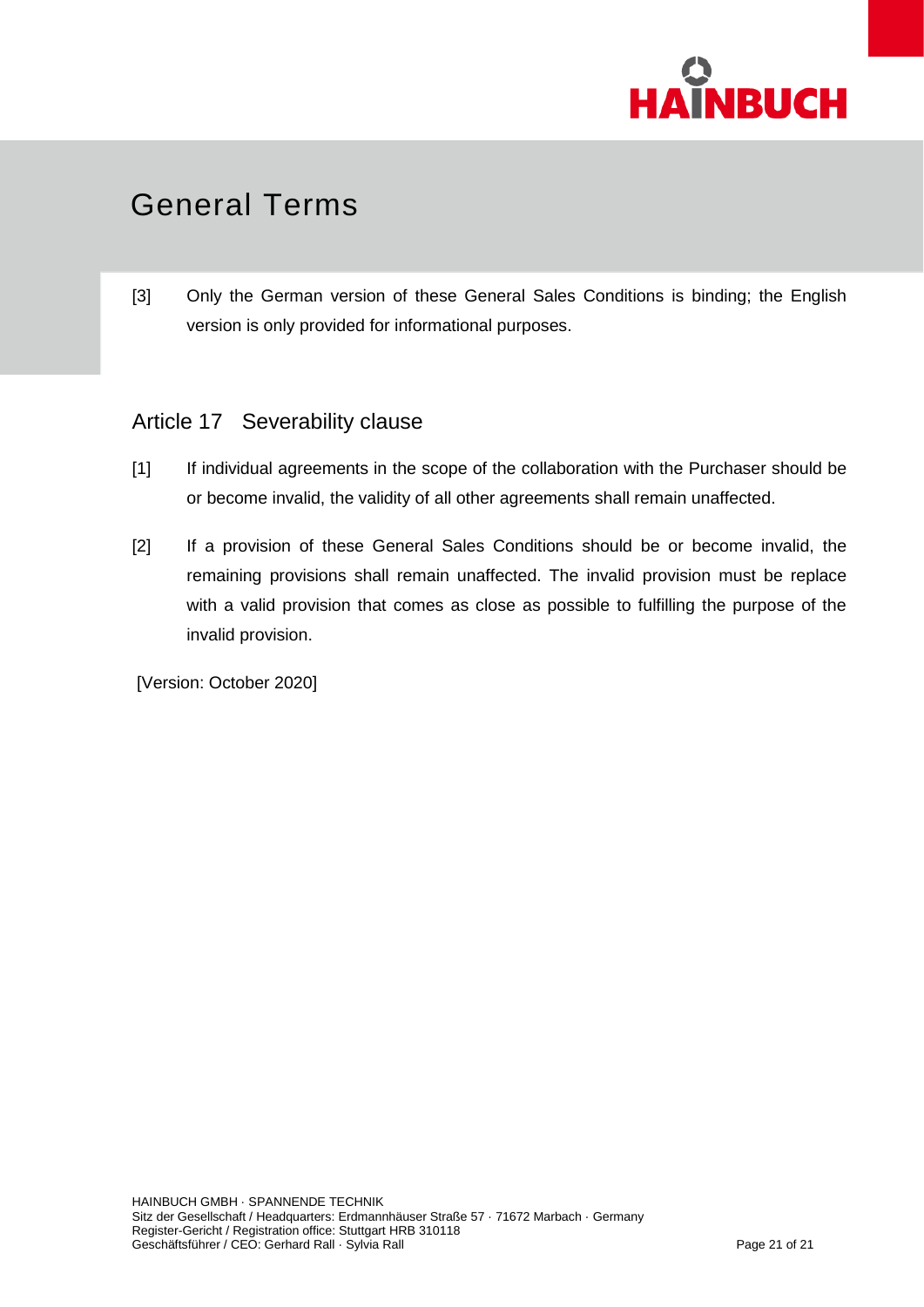[3] Only the German version of these General Sales Conditions is binding; the English version is only provided for informational purposes.

## Article 17 Severability clause

[1] If individual agreements in the scope of the collaboration with the Purchaser should be or become invalid, the validity of all other agreements shall remain unaffected.

[2] If a provision of these General Sales Conditions should be or become invalid, the remaining provisions shall remain unaffected. The invalid provision must be replace with a valid provision that comes as close as possible to fulfilling the purpose of the invalid provision.

[Version: October 2020]